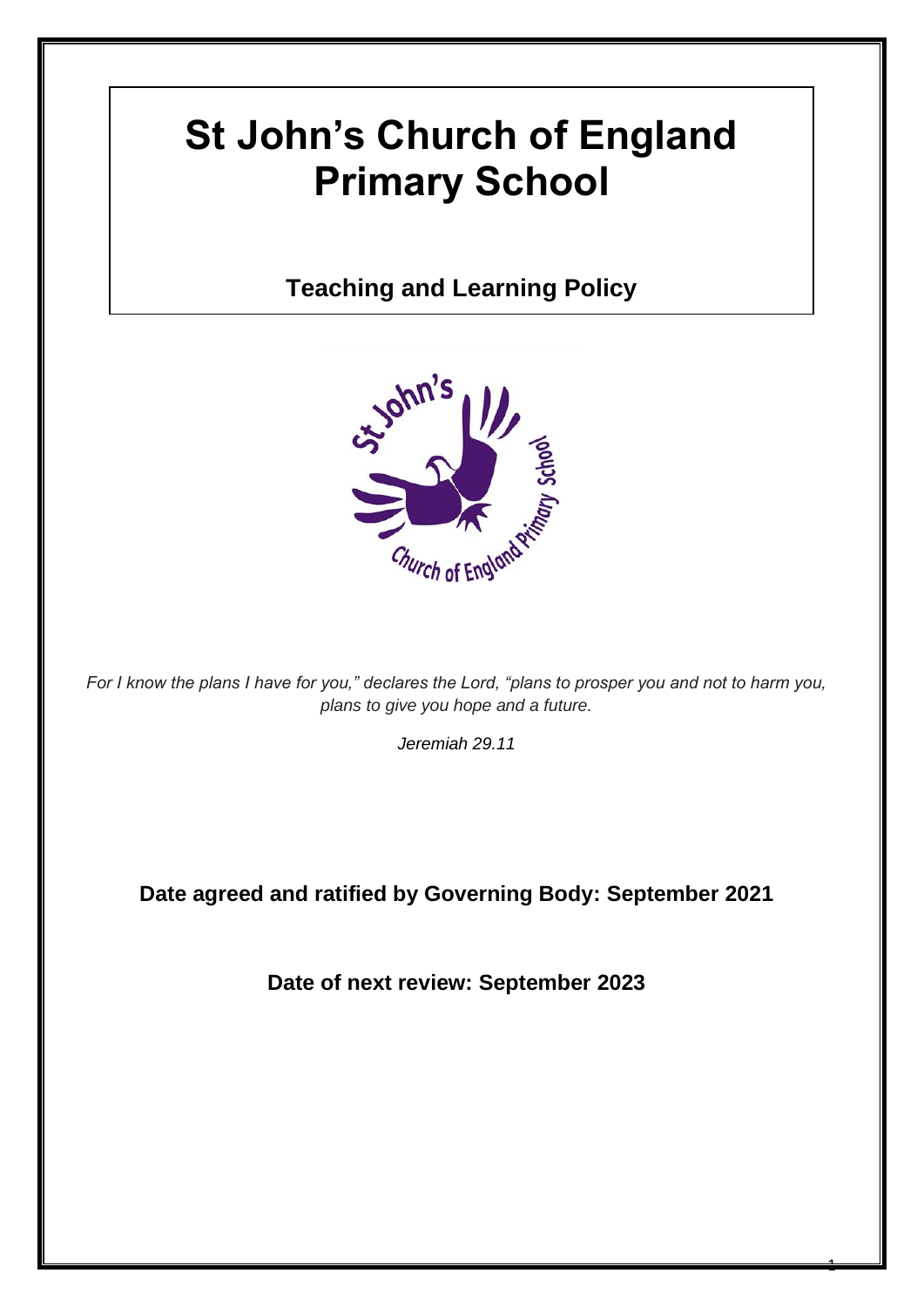# St John's Church of England Primary School

## Teaching and Learning Policy

*For I know the plans I have for you," declares the Lord, "plans to prosper you and not to harm you, plans to give you hope and a future.*

*Jeremiah 29.11*

**Date agreed and ratified by Governing Body: September 2021**

**Date of next review: September 2023**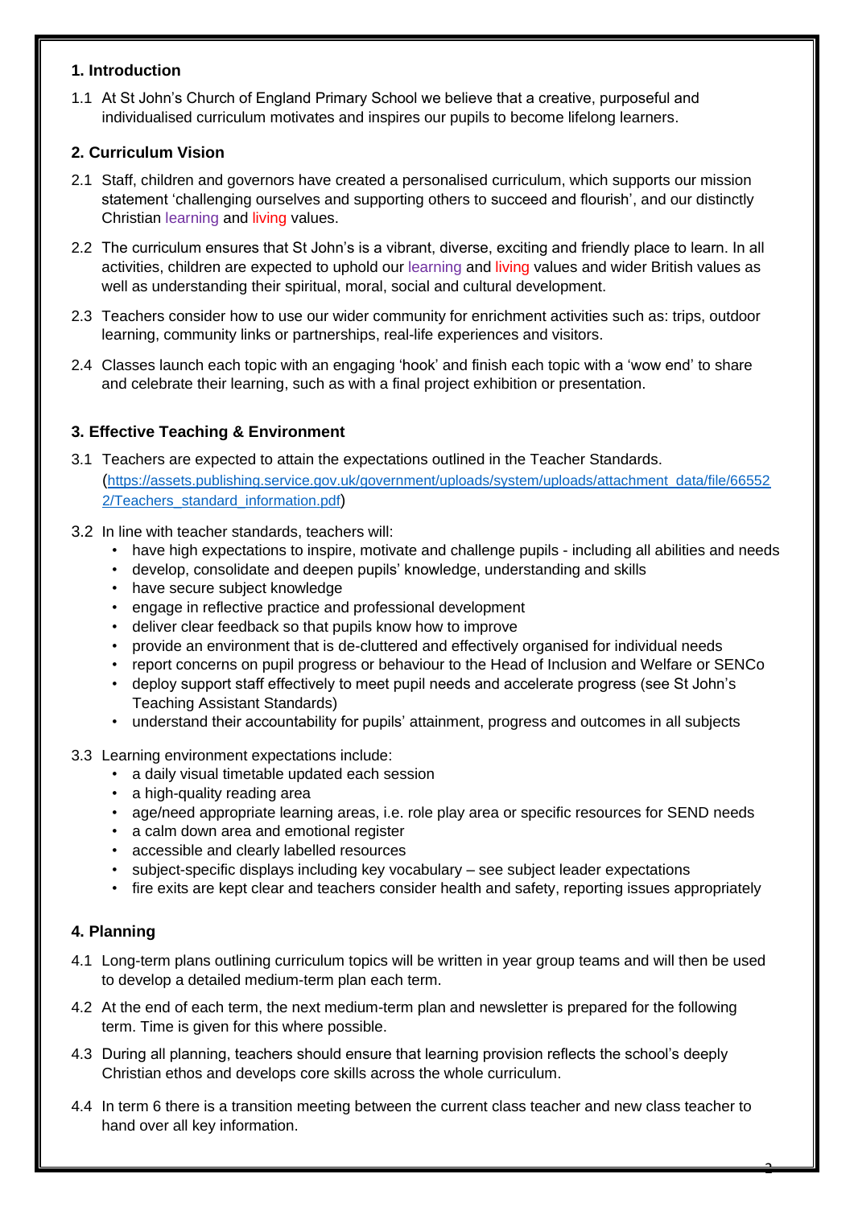## 1. Introduction

1.1 At St John's Church of England Primary School we believe that a creative, purposeful and individualised curriculum motivates and inspires our pupils to become lifelong learners.

## 2. Curriculum Vision

2.1 Staff, children and governors have created a personalised curriculum, which supports our mission statement 'challenging ourselves and supporting others to succeed and flourish', and our distinctly Christian learning and living values.

2.2 The curriculum ensures that St John's is a vibrant, diverse, exciting and friendly place to learn. In all activities, children are expected to uphold our learning and living values and wider British values as well as understanding their spiritual, moral, social and cultural development.

2.3 Teachers consider how to use our wider community for enrichment activities such as: trips, outdoor learning, community links or partnerships, real-life experiences and visitors.

2.4 Classes launch each topic with an engaging 'hook' and finish each topic with a 'wow end' to share and celebrate their learning, such as with a final project exhibition or presentation.

## 3. Effective Teaching & Environment

3.1 Teachers are expected to attain the expectations outlined in the Teacher Standards. (https://assets.publishing.service.gov.uk/government/uploads/system/uploads/attachment_data/file/665522/Teachers_standard_information.pdf)

3.2 In line with teacher standards, teachers will:

- have high expectations to inspire, motivate and challenge pupils - including all abilities and needs
- develop, consolidate and deepen pupils' knowledge, understanding and skills
- have secure subject knowledge
- engage in reflective practice and professional development
- deliver clear feedback so that pupils know how to improve
- provide an environment that is de-cluttered and effectively organised for individual needs
- report concerns on pupil progress or behaviour to the Head of Inclusion and Welfare or SENCo
- deploy support staff effectively to meet pupil needs and accelerate progress (see St John's Teaching Assistant Standards)
- understand their accountability for pupils' attainment, progress and outcomes in all subjects

3.3 Learning environment expectations include:

- a daily visual timetable updated each session
- a high-quality reading area
- age/need appropriate learning areas, i.e. role play area or specific resources for SEND needs
- a calm down area and emotional register
- accessible and clearly labelled resources
- subject-specific displays including key vocabulary – see subject leader expectations
- fire exits are kept clear and teachers consider health and safety, reporting issues appropriately

## 4. Planning

4.1 Long-term plans outlining curriculum topics will be written in year group teams and will then be used to develop a detailed medium-term plan each term.

4.2 At the end of each term, the next medium-term plan and newsletter is prepared for the following term. Time is given for this where possible.

4.3 During all planning, teachers should ensure that learning provision reflects the school's deeply Christian ethos and develops core skills across the whole curriculum.

4.4 In term 6 there is a transition meeting between the current class teacher and new class teacher to hand over all key information.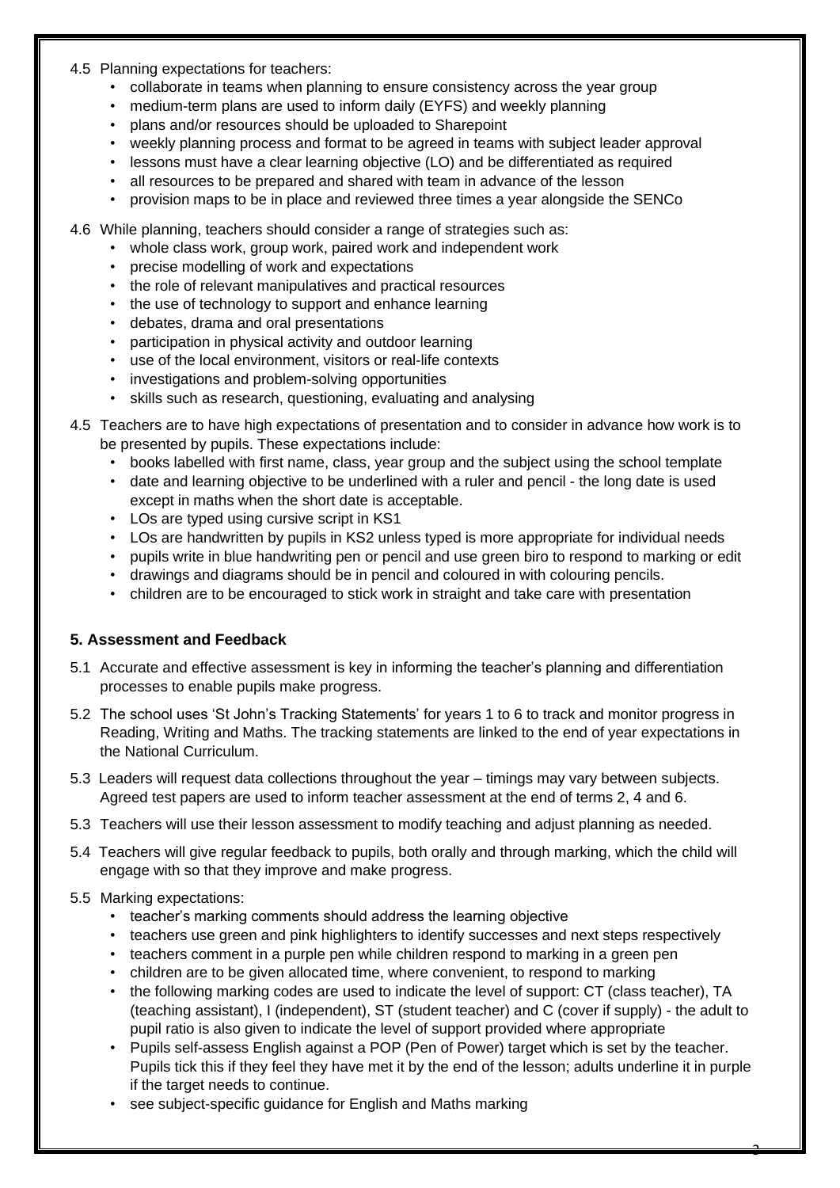4.5 Planning expectations for teachers:

- collaborate in teams when planning to ensure consistency across the year group
- medium-term plans are used to inform daily (EYFS) and weekly planning
- plans and/or resources should be uploaded to Sharepoint
- weekly planning process and format to be agreed in teams with subject leader approval
- lessons must have a clear learning objective (LO) and be differentiated as required
- all resources to be prepared and shared with team in advance of the lesson
- provision maps to be in place and reviewed three times a year alongside the SENCo

4.6 While planning, teachers should consider a range of strategies such as:

- whole class work, group work, paired work and independent work
- precise modelling of work and expectations
- the role of relevant manipulatives and practical resources
- the use of technology to support and enhance learning
- debates, drama and oral presentations
- participation in physical activity and outdoor learning
- use of the local environment, visitors or real-life contexts
- investigations and problem-solving opportunities
- skills such as research, questioning, evaluating and analysing

4.5 Teachers are to have high expectations of presentation and to consider in advance how work is to be presented by pupils. These expectations include:

- books labelled with first name, class, year group and the subject using the school template
- date and learning objective to be underlined with a ruler and pencil - the long date is used except in maths when the short date is acceptable.
- LOs are typed using cursive script in KS1
- LOs are handwritten by pupils in KS2 unless typed is more appropriate for individual needs
- pupils write in blue handwriting pen or pencil and use green biro to respond to marking or edit
- drawings and diagrams should be in pencil and coloured in with colouring pencils.
- children are to be encouraged to stick work in straight and take care with presentation

## 5. Assessment and Feedback

5.1 Accurate and effective assessment is key in informing the teacher's planning and differentiation processes to enable pupils make progress.

5.2 The school uses 'St John's Tracking Statements' for years 1 to 6 to track and monitor progress in Reading, Writing and Maths. The tracking statements are linked to the end of year expectations in the National Curriculum.

5.3 Leaders will request data collections throughout the year – timings may vary between subjects. Agreed test papers are used to inform teacher assessment at the end of terms 2, 4 and 6.

5.3 Teachers will use their lesson assessment to modify teaching and adjust planning as needed.

5.4 Teachers will give regular feedback to pupils, both orally and through marking, which the child will engage with so that they improve and make progress.

5.5 Marking expectations:

- teacher's marking comments should address the learning objective
- teachers use green and pink highlighters to identify successes and next steps respectively
- teachers comment in a purple pen while children respond to marking in a green pen
- children are to be given allocated time, where convenient, to respond to marking
- the following marking codes are used to indicate the level of support: CT (class teacher), TA (teaching assistant), I (independent), ST (student teacher) and C (cover if supply) - the adult to pupil ratio is also given to indicate the level of support provided where appropriate
- Pupils self-assess English against a POP (Pen of Power) target which is set by the teacher. Pupils tick this if they feel they have met it by the end of the lesson; adults underline it in purple if the target needs to continue.
- see subject-specific guidance for English and Maths marking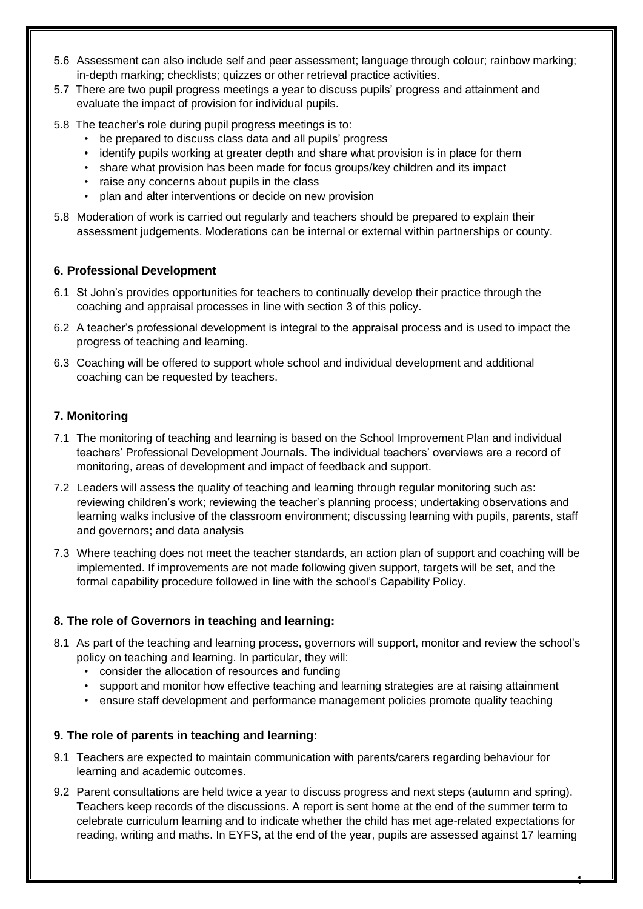5.6 Assessment can also include self and peer assessment; language through colour; rainbow marking; in-depth marking; checklists; quizzes or other retrieval practice activities.

5.7 There are two pupil progress meetings a year to discuss pupils' progress and attainment and evaluate the impact of provision for individual pupils.

5.8 The teacher's role during pupil progress meetings is to:

- be prepared to discuss class data and all pupils' progress
- identify pupils working at greater depth and share what provision is in place for them
- share what provision has been made for focus groups/key children and its impact
- raise any concerns about pupils in the class
- plan and alter interventions or decide on new provision

5.8 Moderation of work is carried out regularly and teachers should be prepared to explain their assessment judgements. Moderations can be internal or external within partnerships or county.

### 6. Professional Development

6.1 St John's provides opportunities for teachers to continually develop their practice through the coaching and appraisal processes in line with section 3 of this policy.

6.2 A teacher's professional development is integral to the appraisal process and is used to impact the progress of teaching and learning.

6.3 Coaching will be offered to support whole school and individual development and additional coaching can be requested by teachers.

### 7. Monitoring

7.1 The monitoring of teaching and learning is based on the School Improvement Plan and individual teachers' Professional Development Journals. The individual teachers' overviews are a record of monitoring, areas of development and impact of feedback and support.

7.2 Leaders will assess the quality of teaching and learning through regular monitoring such as: reviewing children's work; reviewing the teacher's planning process; undertaking observations and learning walks inclusive of the classroom environment; discussing learning with pupils, parents, staff and governors; and data analysis

7.3 Where teaching does not meet the teacher standards, an action plan of support and coaching will be implemented. If improvements are not made following given support, targets will be set, and the formal capability procedure followed in line with the school's Capability Policy.

### 8. The role of Governors in teaching and learning:

8.1 As part of the teaching and learning process, governors will support, monitor and review the school's policy on teaching and learning. In particular, they will:

- consider the allocation of resources and funding
- support and monitor how effective teaching and learning strategies are at raising attainment
- ensure staff development and performance management policies promote quality teaching

### 9. The role of parents in teaching and learning:

9.1 Teachers are expected to maintain communication with parents/carers regarding behaviour for learning and academic outcomes.

9.2 Parent consultations are held twice a year to discuss progress and next steps (autumn and spring). Teachers keep records of the discussions. A report is sent home at the end of the summer term to celebrate curriculum learning and to indicate whether the child has met age-related expectations for reading, writing and maths. In EYFS, at the end of the year, pupils are assessed against 17 learning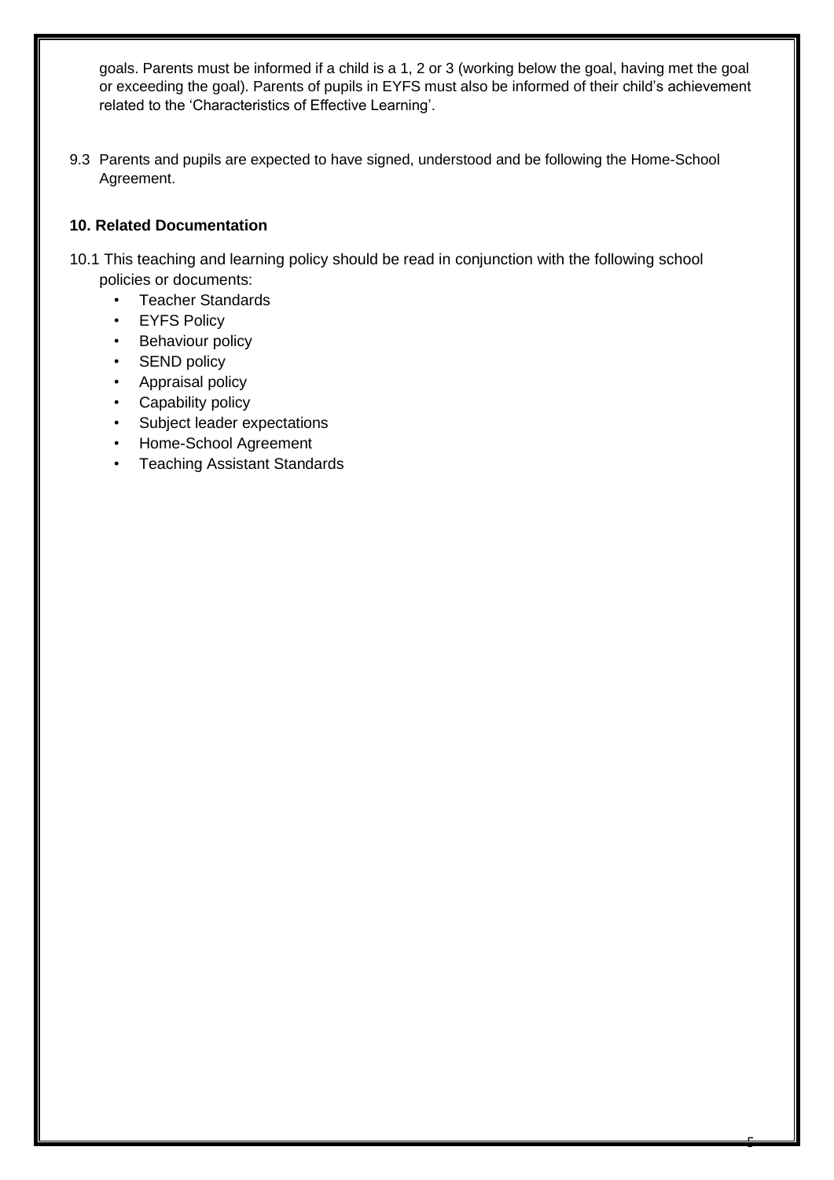goals. Parents must be informed if a child is a 1, 2 or 3 (working below the goal, having met the goal or exceeding the goal). Parents of pupils in EYFS must also be informed of their child's achievement related to the 'Characteristics of Effective Learning'.

9.3 Parents and pupils are expected to have signed, understood and be following the Home-School Agreement.

**10. Related Documentation**

10.1 This teaching and learning policy should be read in conjunction with the following school policies or documents:

- Teacher Standards
- EYFS Policy
- Behaviour policy
- SEND policy
- Appraisal policy
- Capability policy
- Subject leader expectations
- Home-School Agreement
- Teaching Assistant Standards